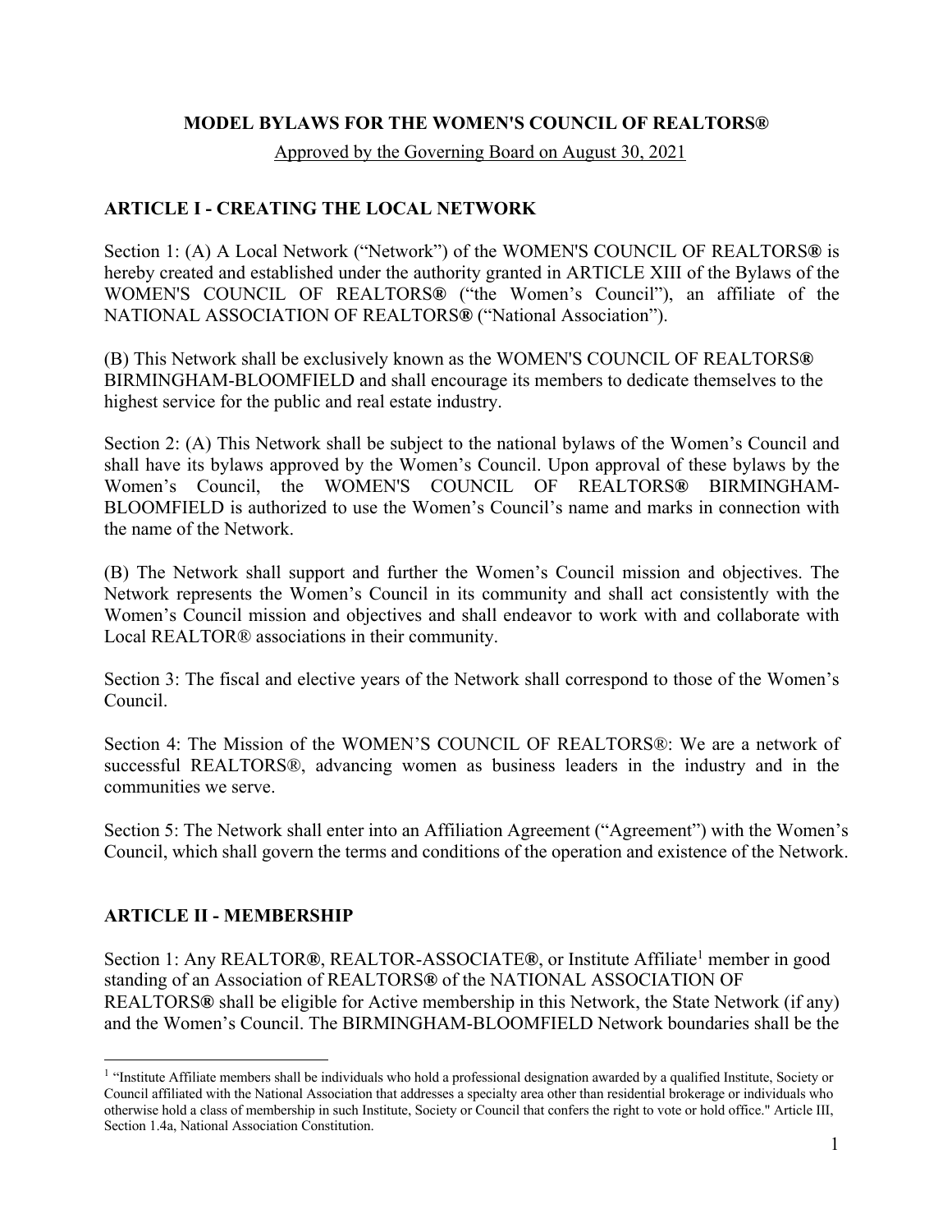**MODEL BYLAWS FOR THE WOMEN'S COUNCIL OF REALTORS®**

Approved by the Governing Board on August 30, 2021

## ARTICLE I - CREATING THE LOCAL NETWORK

Section 1: (A) A Local Network ("Network") of the WOMEN'S COUNCIL OF REALTORS**®** is hereby created and established under the authority granted in ARTICLE XIII of the Bylaws of the WOMEN'S COUNCIL OF REALTORS**®** ("the Women's Council"), an affiliate of the NATIONAL ASSOCIATION OF REALTORS**®** ("National Association").

(B) This Network shall be exclusively known as the WOMEN'S COUNCIL OF REALTORS**®** BIRMINGHAM-BLOOMFIELD and shall encourage its members to dedicate themselves to the highest service for the public and real estate industry.

Section 2: (A) This Network shall be subject to the national bylaws of the Women's Council and shall have its bylaws approved by the Women's Council. Upon approval of these bylaws by the Women's Council, the WOMEN'S COUNCIL OF REALTORS**®** BIRMINGHAM-BLOOMFIELD is authorized to use the Women's Council's name and marks in connection with the name of the Network.

(B) The Network shall support and further the Women's Council mission and objectives. The Network represents the Women's Council in its community and shall act consistently with the Women's Council mission and objectives and shall endeavor to work with and collaborate with Local REALTOR® associations in their community.

Section 3: The fiscal and elective years of the Network shall correspond to those of the Women's Council.

Section 4: The Mission of the WOMEN'S COUNCIL OF REALTORS®: We are a network of successful REALTORS®, advancing women as business leaders in the industry and in the communities we serve.

Section 5: The Network shall enter into an Affiliation Agreement ("Agreement") with the Women's Council, which shall govern the terms and conditions of the operation and existence of the Network.

## ARTICLE II - MEMBERSHIP

Section 1: Any REALTOR**®**, REALTOR-ASSOCIATE**®**, or Institute Affiliate[1] member in good standing of an Association of REALTORS**®** of the NATIONAL ASSOCIATION OF REALTORS**®** shall be eligible for Active membership in this Network, the State Network (if any) and the Women's Council. The BIRMINGHAM-BLOOMFIELD Network boundaries shall be the

[1] "Institute Affiliate members shall be individuals who hold a professional designation awarded by a qualified Institute, Society or Council affiliated with the National Association that addresses a specialty area other than residential brokerage or individuals who otherwise hold a class of membership in such Institute, Society or Council that confers the right to vote or hold office." Article III, Section 1.4a, National Association Constitution.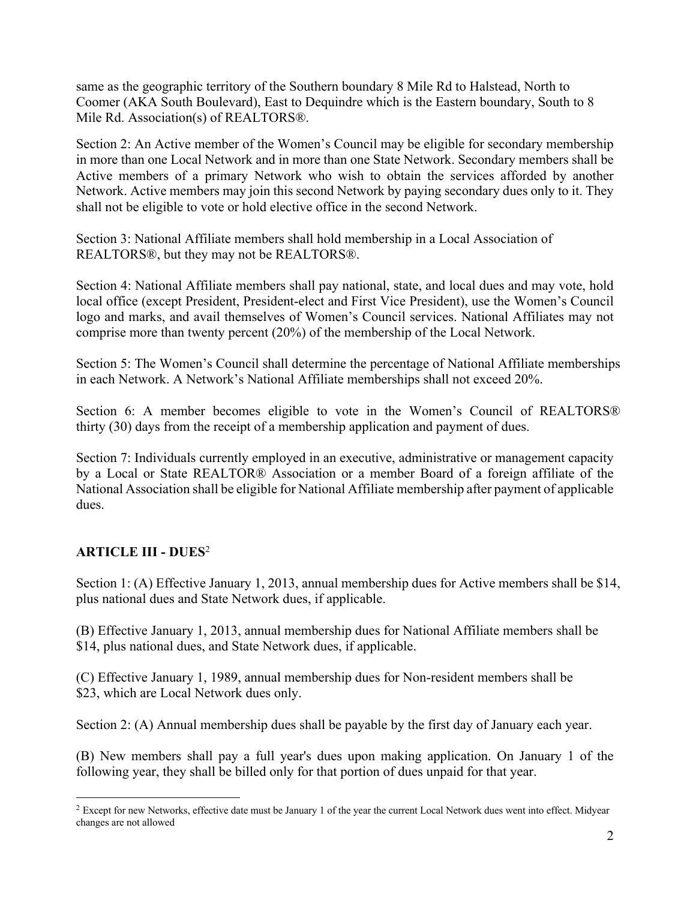same as the geographic territory of the Southern boundary 8 Mile Rd to Halstead, North to Coomer (AKA South Boulevard), East to Dequindre which is the Eastern boundary, South to 8 Mile Rd. Association(s) of REALTORS®.

Section 2: An Active member of the Women's Council may be eligible for secondary membership in more than one Local Network and in more than one State Network. Secondary members shall be Active members of a primary Network who wish to obtain the services afforded by another Network. Active members may join this second Network by paying secondary dues only to it. They shall not be eligible to vote or hold elective office in the second Network.

Section 3: National Affiliate members shall hold membership in a Local Association of REALTORS®, but they may not be REALTORS®.

Section 4: National Affiliate members shall pay national, state, and local dues and may vote, hold local office (except President, President-elect and First Vice President), use the Women's Council logo and marks, and avail themselves of Women's Council services. National Affiliates may not comprise more than twenty percent (20%) of the membership of the Local Network.

Section 5: The Women's Council shall determine the percentage of National Affiliate memberships in each Network. A Network's National Affiliate memberships shall not exceed 20%.

Section 6: A member becomes eligible to vote in the Women's Council of REALTORS® thirty (30) days from the receipt of a membership application and payment of dues.

Section 7: Individuals currently employed in an executive, administrative or management capacity by a Local or State REALTOR® Association or a member Board of a foreign affiliate of the National Association shall be eligible for National Affiliate membership after payment of applicable dues.

## ARTICLE III - DUES[2]

Section 1: (A) Effective January 1, 2013, annual membership dues for Active members shall be $14, plus national dues and State Network dues, if applicable.

(B) Effective January 1, 2013, annual membership dues for National Affiliate members shall be $14, plus national dues, and State Network dues, if applicable.

(C) Effective January 1, 1989, annual membership dues for Non-resident members shall be $23, which are Local Network dues only.

Section 2: (A) Annual membership dues shall be payable by the first day of January each year.

(B) New members shall pay a full year's dues upon making application. On January 1 of the following year, they shall be billed only for that portion of dues unpaid for that year.

[2] Except for new Networks, effective date must be January 1 of the year the current Local Network dues went into effect. Midyear changes are not allowed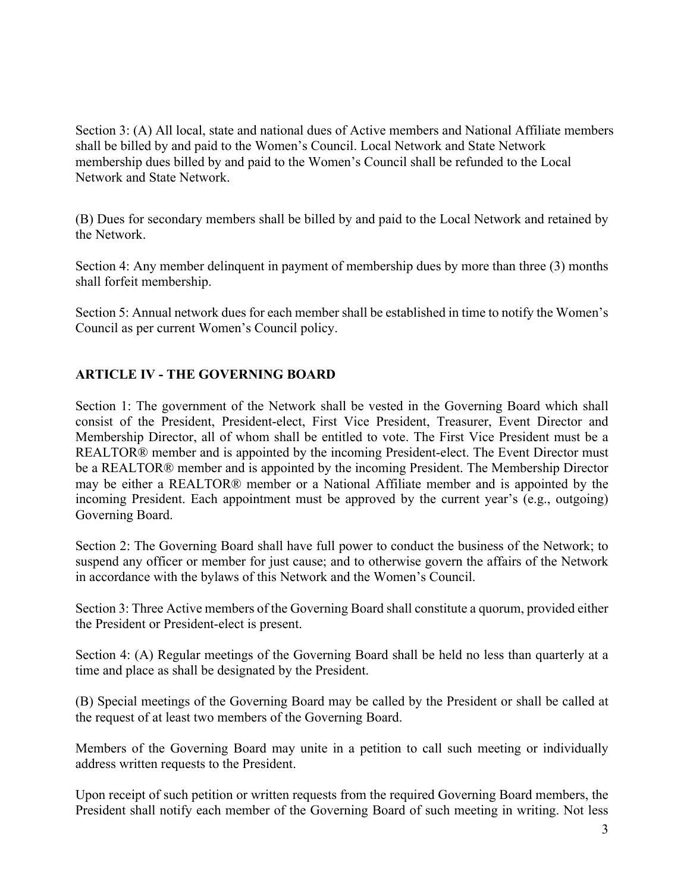Section 3: (A) All local, state and national dues of Active members and National Affiliate members shall be billed by and paid to the Women's Council. Local Network and State Network membership dues billed by and paid to the Women's Council shall be refunded to the Local Network and State Network.

(B) Dues for secondary members shall be billed by and paid to the Local Network and retained by the Network.

Section 4: Any member delinquent in payment of membership dues by more than three (3) months shall forfeit membership.

Section 5: Annual network dues for each member shall be established in time to notify the Women's Council as per current Women's Council policy.

## ARTICLE IV - THE GOVERNING BOARD

Section 1: The government of the Network shall be vested in the Governing Board which shall consist of the President, President-elect, First Vice President, Treasurer, Event Director and Membership Director, all of whom shall be entitled to vote. The First Vice President must be a REALTOR® member and is appointed by the incoming President-elect. The Event Director must be a REALTOR® member and is appointed by the incoming President. The Membership Director may be either a REALTOR® member or a National Affiliate member and is appointed by the incoming President. Each appointment must be approved by the current year's (e.g., outgoing) Governing Board.

Section 2: The Governing Board shall have full power to conduct the business of the Network; to suspend any officer or member for just cause; and to otherwise govern the affairs of the Network in accordance with the bylaws of this Network and the Women's Council.

Section 3: Three Active members of the Governing Board shall constitute a quorum, provided either the President or President-elect is present.

Section 4: (A) Regular meetings of the Governing Board shall be held no less than quarterly at a time and place as shall be designated by the President.

(B) Special meetings of the Governing Board may be called by the President or shall be called at the request of at least two members of the Governing Board.

Members of the Governing Board may unite in a petition to call such meeting or individually address written requests to the President.

Upon receipt of such petition or written requests from the required Governing Board members, the President shall notify each member of the Governing Board of such meeting in writing. Not less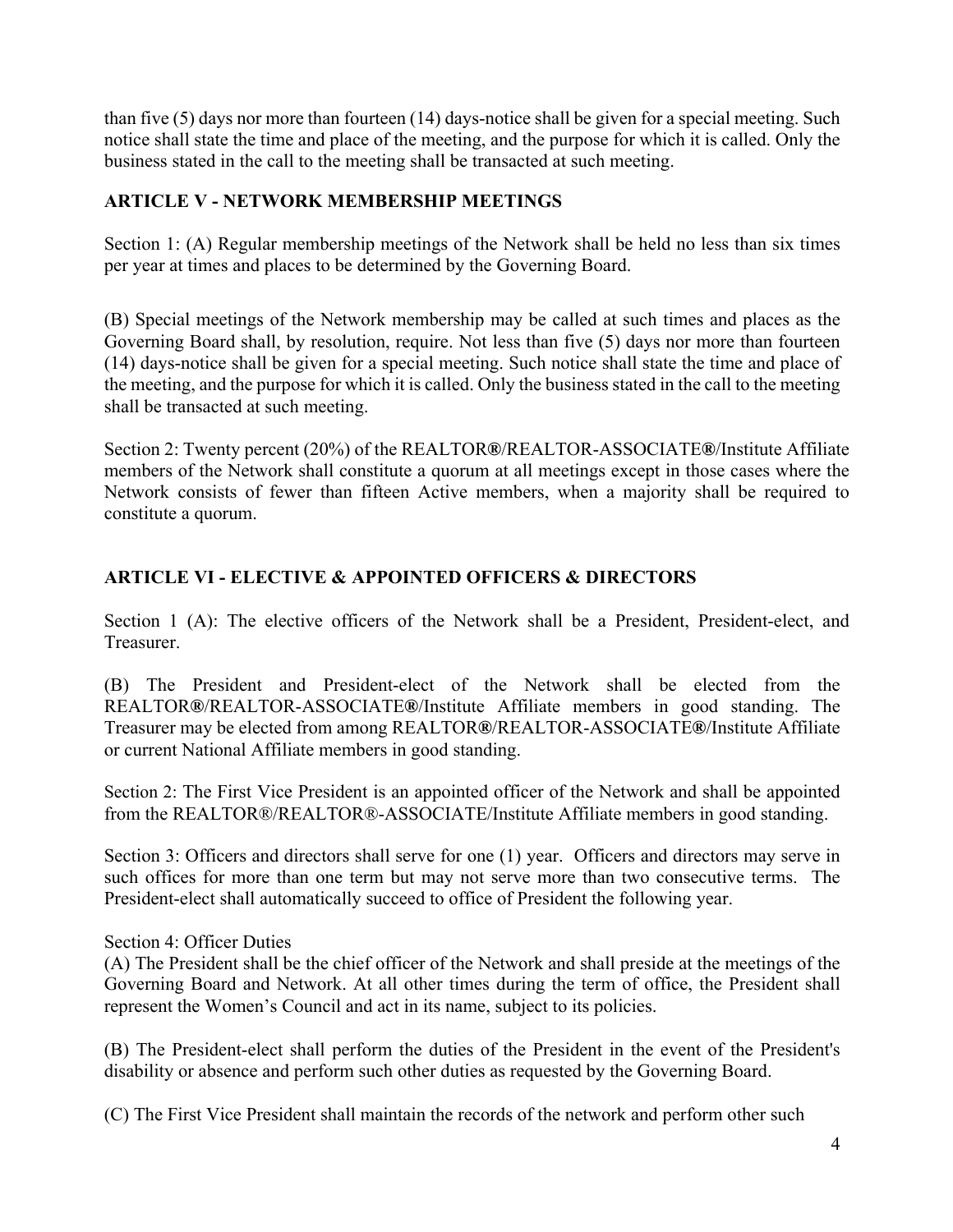than five (5) days nor more than fourteen (14) days-notice shall be given for a special meeting. Such notice shall state the time and place of the meeting, and the purpose for which it is called. Only the business stated in the call to the meeting shall be transacted at such meeting.

## ARTICLE V - NETWORK MEMBERSHIP MEETINGS

Section 1: (A) Regular membership meetings of the Network shall be held no less than six times per year at times and places to be determined by the Governing Board.

(B) Special meetings of the Network membership may be called at such times and places as the Governing Board shall, by resolution, require. Not less than five (5) days nor more than fourteen (14) days-notice shall be given for a special meeting. Such notice shall state the time and place of the meeting, and the purpose for which it is called. Only the business stated in the call to the meeting shall be transacted at such meeting.

Section 2: Twenty percent (20%) of the REALTOR®/REALTOR-ASSOCIATE®/Institute Affiliate members of the Network shall constitute a quorum at all meetings except in those cases where the Network consists of fewer than fifteen Active members, when a majority shall be required to constitute a quorum.

## ARTICLE VI - ELECTIVE & APPOINTED OFFICERS & DIRECTORS

Section 1 (A): The elective officers of the Network shall be a President, President-elect, and Treasurer.

(B) The President and President-elect of the Network shall be elected from the REALTOR®/REALTOR-ASSOCIATE®/Institute Affiliate members in good standing. The Treasurer may be elected from among REALTOR®/REALTOR-ASSOCIATE®/Institute Affiliate or current National Affiliate members in good standing.

Section 2: The First Vice President is an appointed officer of the Network and shall be appointed from the REALTOR®/REALTOR®-ASSOCIATE/Institute Affiliate members in good standing.

Section 3: Officers and directors shall serve for one (1) year. Officers and directors may serve in such offices for more than one term but may not serve more than two consecutive terms. The President-elect shall automatically succeed to office of President the following year.

Section 4: Officer Duties
(A) The President shall be the chief officer of the Network and shall preside at the meetings of the Governing Board and Network. At all other times during the term of office, the President shall represent the Women's Council and act in its name, subject to its policies.

(B) The President-elect shall perform the duties of the President in the event of the President's disability or absence and perform such other duties as requested by the Governing Board.

(C) The First Vice President shall maintain the records of the network and perform other such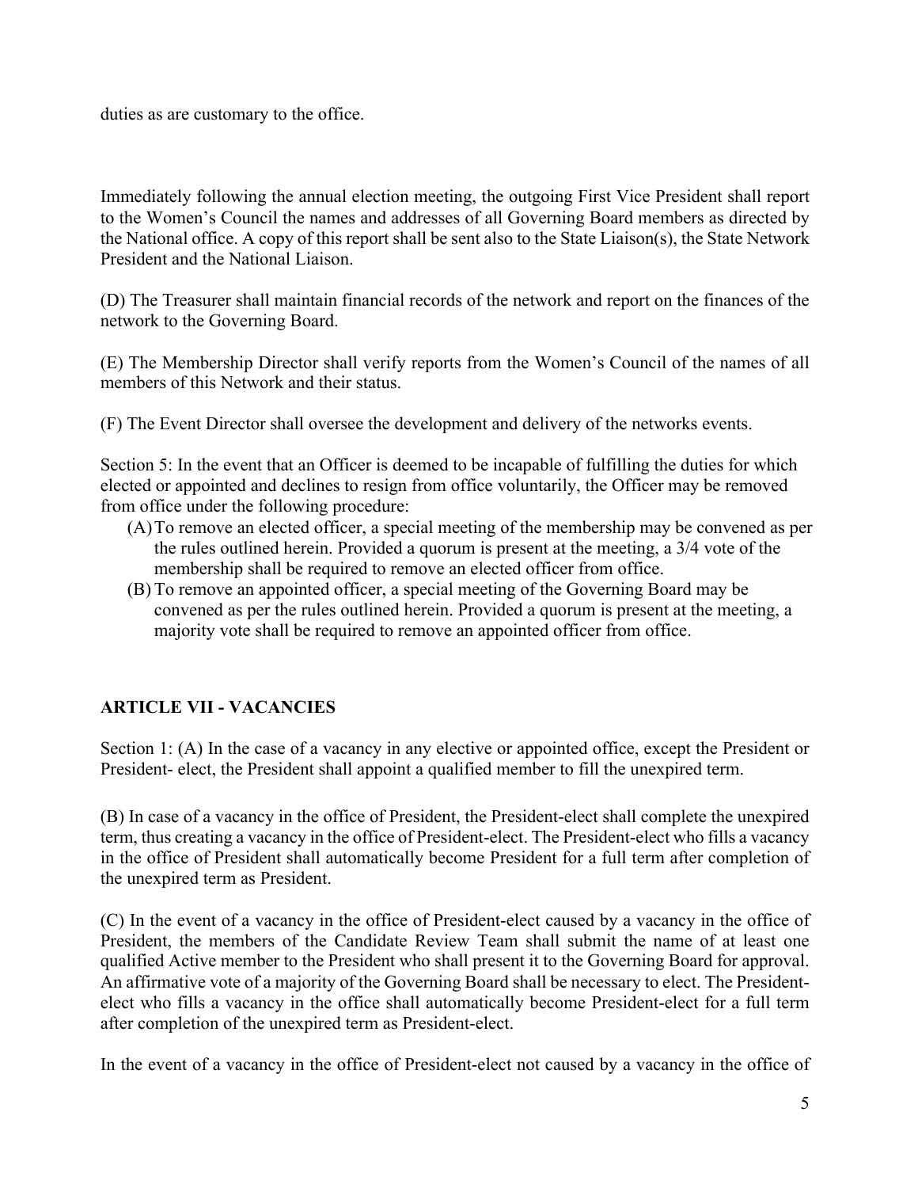duties as are customary to the office.

Immediately following the annual election meeting, the outgoing First Vice President shall report to the Women's Council the names and addresses of all Governing Board members as directed by the National office. A copy of this report shall be sent also to the State Liaison(s), the State Network President and the National Liaison.

(D) The Treasurer shall maintain financial records of the network and report on the finances of the network to the Governing Board.

(E) The Membership Director shall verify reports from the Women's Council of the names of all members of this Network and their status.

(F) The Event Director shall oversee the development and delivery of the networks events.

Section 5: In the event that an Officer is deemed to be incapable of fulfilling the duties for which elected or appointed and declines to resign from office voluntarily, the Officer may be removed from office under the following procedure:

(A) To remove an elected officer, a special meeting of the membership may be convened as per the rules outlined herein. Provided a quorum is present at the meeting, a 3/4 vote of the membership shall be required to remove an elected officer from office.

(B) To remove an appointed officer, a special meeting of the Governing Board may be convened as per the rules outlined herein. Provided a quorum is present at the meeting, a majority vote shall be required to remove an appointed officer from office.

## ARTICLE VII - VACANCIES

Section 1: (A) In the case of a vacancy in any elective or appointed office, except the President or President- elect, the President shall appoint a qualified member to fill the unexpired term.

(B) In case of a vacancy in the office of President, the President-elect shall complete the unexpired term, thus creating a vacancy in the office of President-elect. The President-elect who fills a vacancy in the office of President shall automatically become President for a full term after completion of the unexpired term as President.

(C) In the event of a vacancy in the office of President-elect caused by a vacancy in the office of President, the members of the Candidate Review Team shall submit the name of at least one qualified Active member to the President who shall present it to the Governing Board for approval. An affirmative vote of a majority of the Governing Board shall be necessary to elect. The President-elect who fills a vacancy in the office shall automatically become President-elect for a full term after completion of the unexpired term as President-elect.

In the event of a vacancy in the office of President-elect not caused by a vacancy in the office of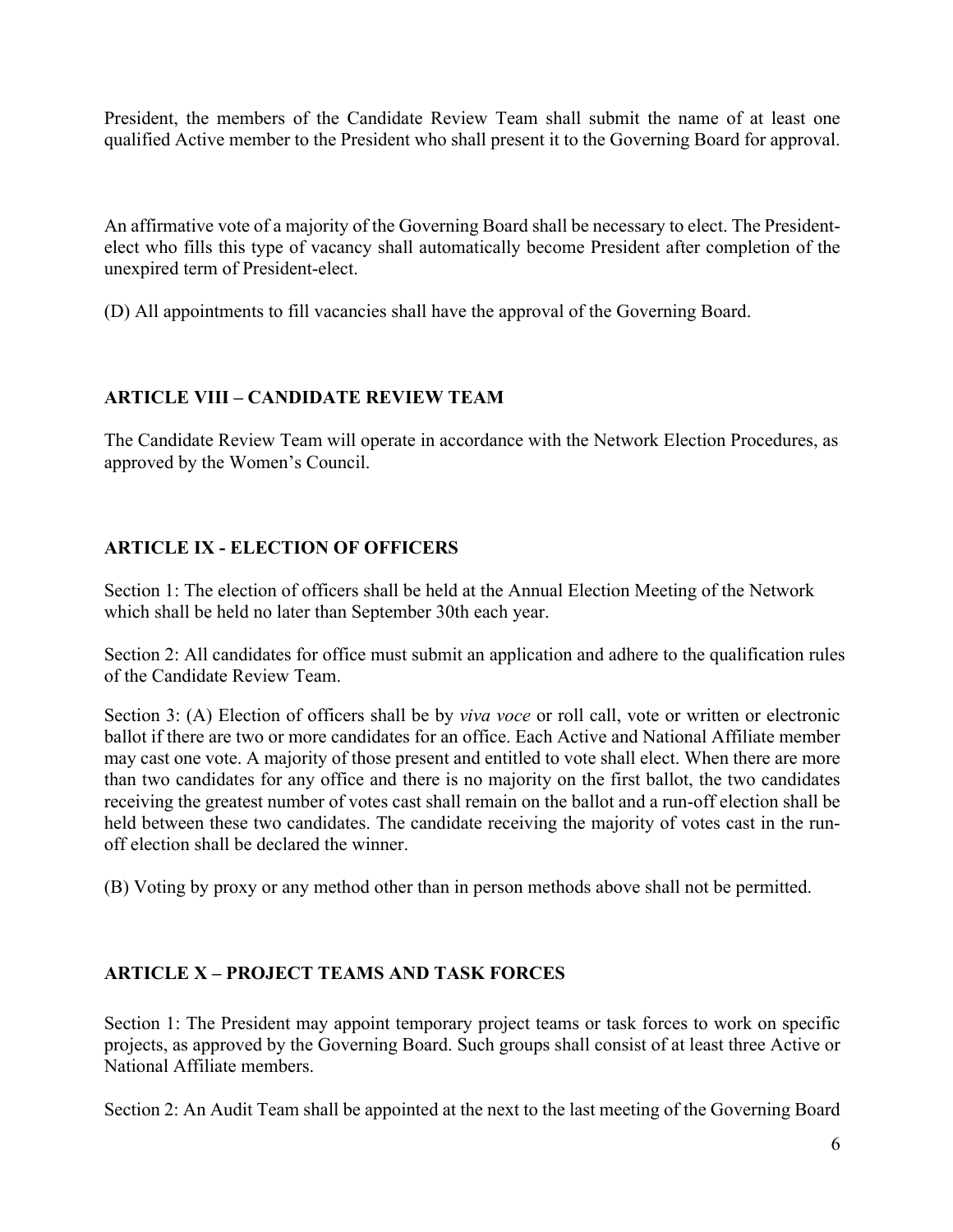President, the members of the Candidate Review Team shall submit the name of at least one qualified Active member to the President who shall present it to the Governing Board for approval.

An affirmative vote of a majority of the Governing Board shall be necessary to elect. The President-elect who fills this type of vacancy shall automatically become President after completion of the unexpired term of President-elect.

(D) All appointments to fill vacancies shall have the approval of the Governing Board.

## ARTICLE VIII – CANDIDATE REVIEW TEAM

The Candidate Review Team will operate in accordance with the Network Election Procedures, as approved by the Women's Council.

## ARTICLE IX - ELECTION OF OFFICERS

Section 1: The election of officers shall be held at the Annual Election Meeting of the Network which shall be held no later than September 30th each year.

Section 2: All candidates for office must submit an application and adhere to the qualification rules of the Candidate Review Team.

Section 3: (A) Election of officers shall be by *viva voce* or roll call, vote or written or electronic ballot if there are two or more candidates for an office. Each Active and National Affiliate member may cast one vote. A majority of those present and entitled to vote shall elect. When there are more than two candidates for any office and there is no majority on the first ballot, the two candidates receiving the greatest number of votes cast shall remain on the ballot and a run-off election shall be held between these two candidates. The candidate receiving the majority of votes cast in the run-off election shall be declared the winner.

(B) Voting by proxy or any method other than in person methods above shall not be permitted.

## ARTICLE X – PROJECT TEAMS AND TASK FORCES

Section 1: The President may appoint temporary project teams or task forces to work on specific projects, as approved by the Governing Board. Such groups shall consist of at least three Active or National Affiliate members.

Section 2: An Audit Team shall be appointed at the next to the last meeting of the Governing Board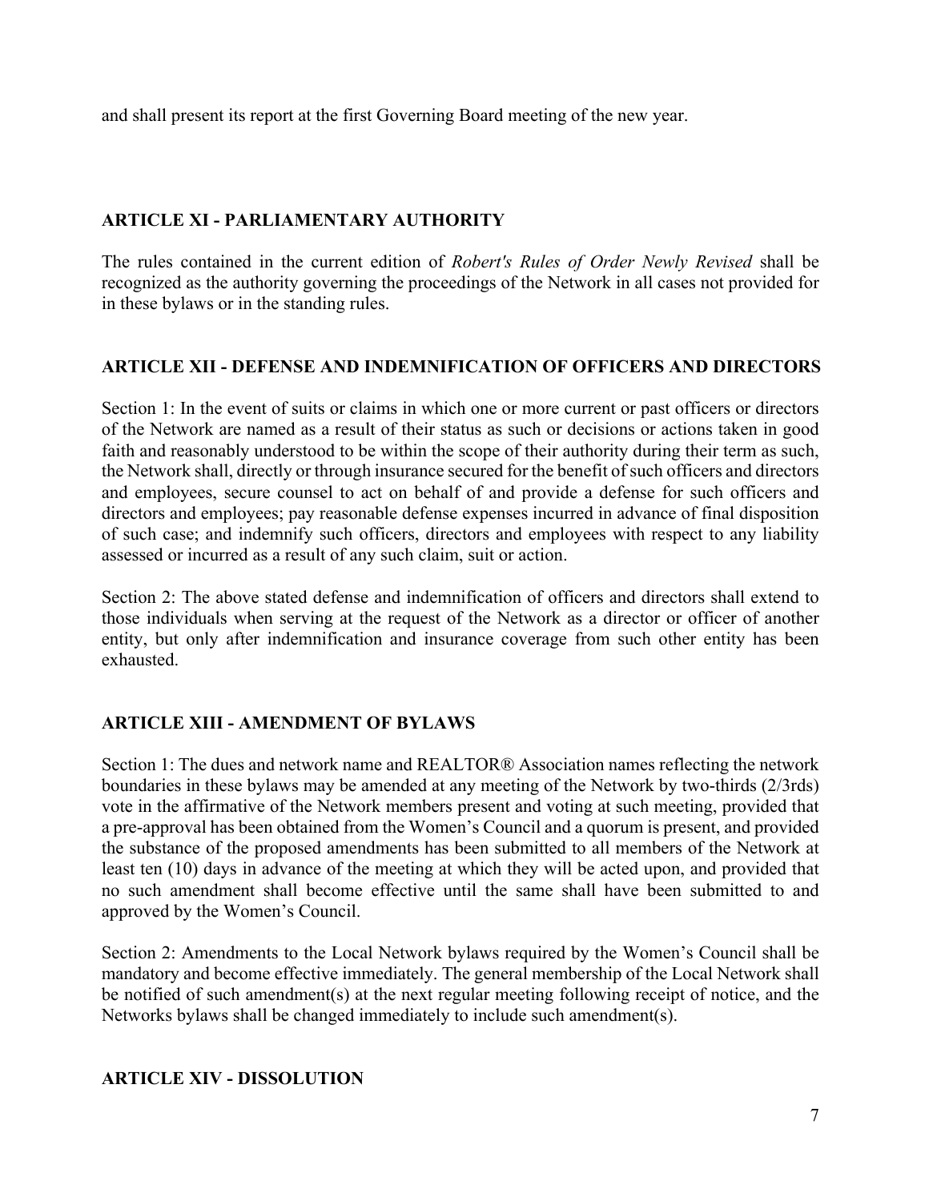and shall present its report at the first Governing Board meeting of the new year.

## ARTICLE XI - PARLIAMENTARY AUTHORITY

The rules contained in the current edition of *Robert's Rules of Order Newly Revised* shall be recognized as the authority governing the proceedings of the Network in all cases not provided for in these bylaws or in the standing rules.

## ARTICLE XII - DEFENSE AND INDEMNIFICATION OF OFFICERS AND DIRECTORS

Section 1: In the event of suits or claims in which one or more current or past officers or directors of the Network are named as a result of their status as such or decisions or actions taken in good faith and reasonably understood to be within the scope of their authority during their term as such, the Network shall, directly or through insurance secured for the benefit of such officers and directors and employees, secure counsel to act on behalf of and provide a defense for such officers and directors and employees; pay reasonable defense expenses incurred in advance of final disposition of such case; and indemnify such officers, directors and employees with respect to any liability assessed or incurred as a result of any such claim, suit or action.

Section 2: The above stated defense and indemnification of officers and directors shall extend to those individuals when serving at the request of the Network as a director or officer of another entity, but only after indemnification and insurance coverage from such other entity has been exhausted.

## ARTICLE XIII - AMENDMENT OF BYLAWS

Section 1: The dues and network name and REALTOR® Association names reflecting the network boundaries in these bylaws may be amended at any meeting of the Network by two-thirds (2/3rds) vote in the affirmative of the Network members present and voting at such meeting, provided that a pre-approval has been obtained from the Women's Council and a quorum is present, and provided the substance of the proposed amendments has been submitted to all members of the Network at least ten (10) days in advance of the meeting at which they will be acted upon, and provided that no such amendment shall become effective until the same shall have been submitted to and approved by the Women's Council.

Section 2: Amendments to the Local Network bylaws required by the Women's Council shall be mandatory and become effective immediately. The general membership of the Local Network shall be notified of such amendment(s) at the next regular meeting following receipt of notice, and the Networks bylaws shall be changed immediately to include such amendment(s).

## ARTICLE XIV - DISSOLUTION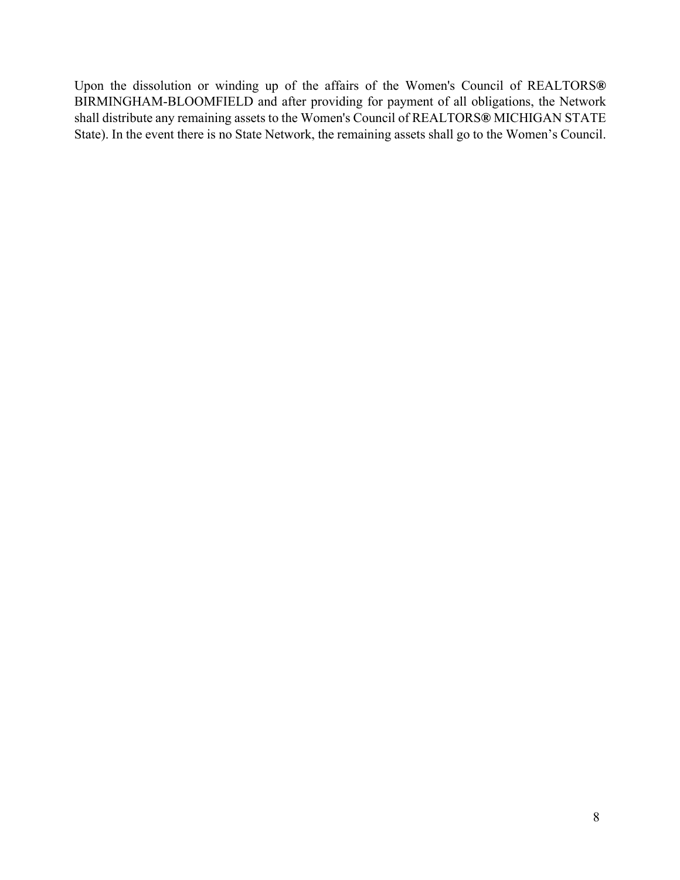Upon the dissolution or winding up of the affairs of the Women's Council of REALTORS**®** BIRMINGHAM-BLOOMFIELD and after providing for payment of all obligations, the Network shall distribute any remaining assets to the Women's Council of REALTORS**®** MICHIGAN STATE State). In the event there is no State Network, the remaining assets shall go to the Women's Council.